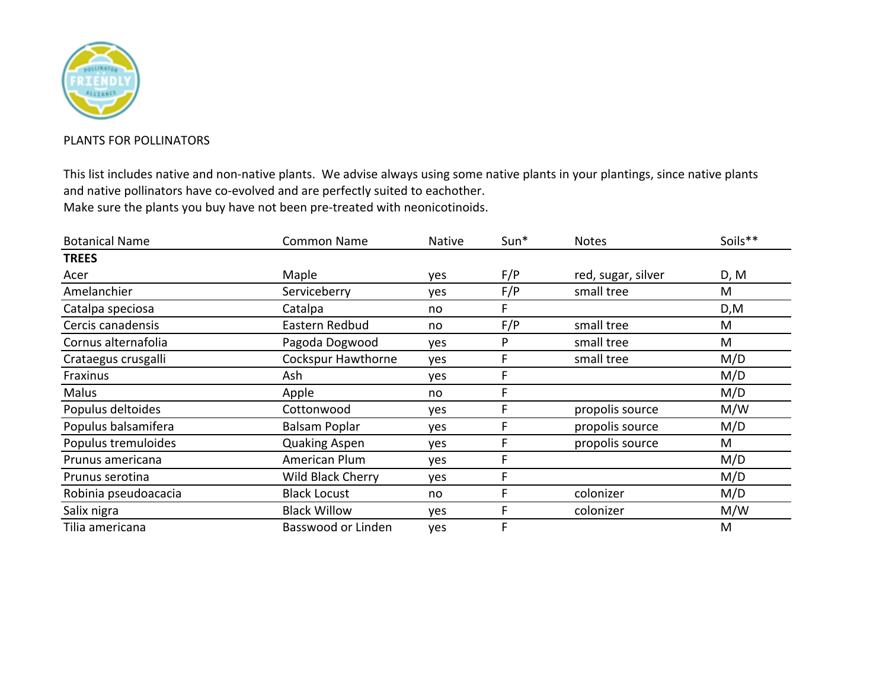PLANTS FOR POLLINATORS

This list includes native and non-native plants. We advise always using some native plants in your plantings, since native plants and native pollinators have co-evolved and are perfectly suited to eachother.
Make sure the plants you buy have not been pre-treated with neonicotinoids.

| Botanical Name | Common Name | Native | Sun* | Notes | Soils** |
|---|---|---|---|---|---|
| **TREES** | | | | | |
| Acer | Maple | yes | F/P | red, sugar, silver | D, M |
| Amelanchier | Serviceberry | yes | F/P | small tree | M |
| Catalpa speciosa | Catalpa | no | F | | D,M |
| Cercis canadensis | Eastern Redbud | no | F/P | small tree | M |
| Cornus alternafolia | Pagoda Dogwood | yes | P | small tree | M |
| Crataegus crusgalli | Cockspur Hawthorne | yes | F | small tree | M/D |
| Fraxinus | Ash | yes | F | | M/D |
| Malus | Apple | no | F | | M/D |
| Populus deltoides | Cottonwood | yes | F | propolis source | M/W |
| Populus balsamifera | Balsam Poplar | yes | F | propolis source | M/D |
| Populus tremuloides | Quaking Aspen | yes | F | propolis source | M |
| Prunus americana | American Plum | yes | F | | M/D |
| Prunus serotina | Wild Black Cherry | yes | F | | M/D |
| Robinia pseudoacacia | Black Locust | no | F | colonizer | M/D |
| Salix nigra | Black Willow | yes | F | colonizer | M/W |
| Tilia americana | Basswood or Linden | yes | F | | M |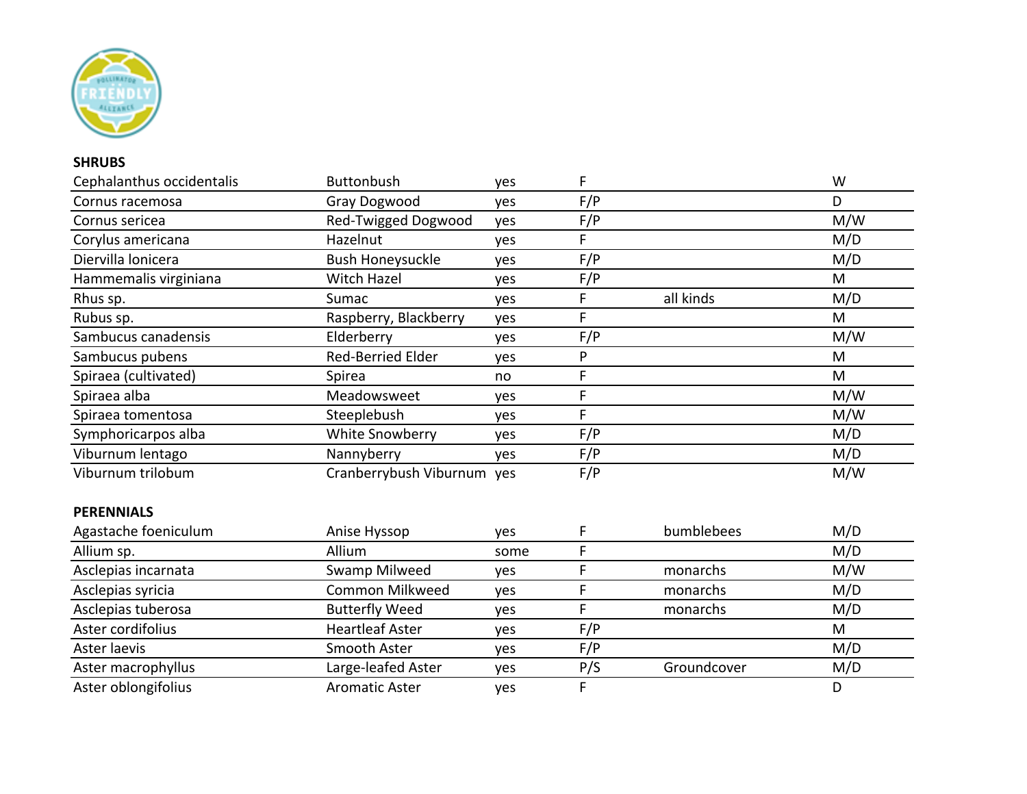**SHRUBS**

| | | | | | |
|---|---|---|---|---|---|
| Cephalanthus occidentalis | Buttonbush | yes | F | | W |
| Cornus racemosa | Gray Dogwood | yes | F/P | | D |
| Cornus sericea | Red-Twigged Dogwood | yes | F/P | | M/W |
| Corylus americana | Hazelnut | yes | F | | M/D |
| Diervilla lonicera | Bush Honeysuckle | yes | F/P | | M/D |
| Hammemalis virginiana | Witch Hazel | yes | F/P | | M |
| Rhus sp. | Sumac | yes | F | all kinds | M/D |
| Rubus sp. | Raspberry, Blackberry | yes | F | | M |
| Sambucus canadensis | Elderberry | yes | F/P | | M/W |
| Sambucus pubens | Red-Berried Elder | yes | P | | M |
| Spiraea (cultivated) | Spirea | no | F | | M |
| Spiraea alba | Meadowsweet | yes | F | | M/W |
| Spiraea tomentosa | Steeplebush | yes | F | | M/W |
| Symphoricarpos alba | White Snowberry | yes | F/P | | M/D |
| Viburnum lentago | Nannyberry | yes | F/P | | M/D |
| Viburnum trilobum | Cranberrybush Viburnum | yes | F/P | | M/W |

**PERENNIALS**

| | | | | | |
|---|---|---|---|---|---|
| Agastache foeniculum | Anise Hyssop | yes | F | bumblebees | M/D |
| Allium sp. | Allium | some | F | | M/D |
| Asclepias incarnata | Swamp Milweed | yes | F | monarchs | M/W |
| Asclepias syricia | Common Milkweed | yes | F | monarchs | M/D |
| Asclepias tuberosa | Butterfly Weed | yes | F | monarchs | M/D |
| Aster cordifolius | Heartleaf Aster | yes | F/P | | M |
| Aster laevis | Smooth Aster | yes | F/P | | M/D |
| Aster macrophyllus | Large-leafed Aster | yes | P/S | Groundcover | M/D |
| Aster oblongifolius | Aromatic Aster | yes | F | | D |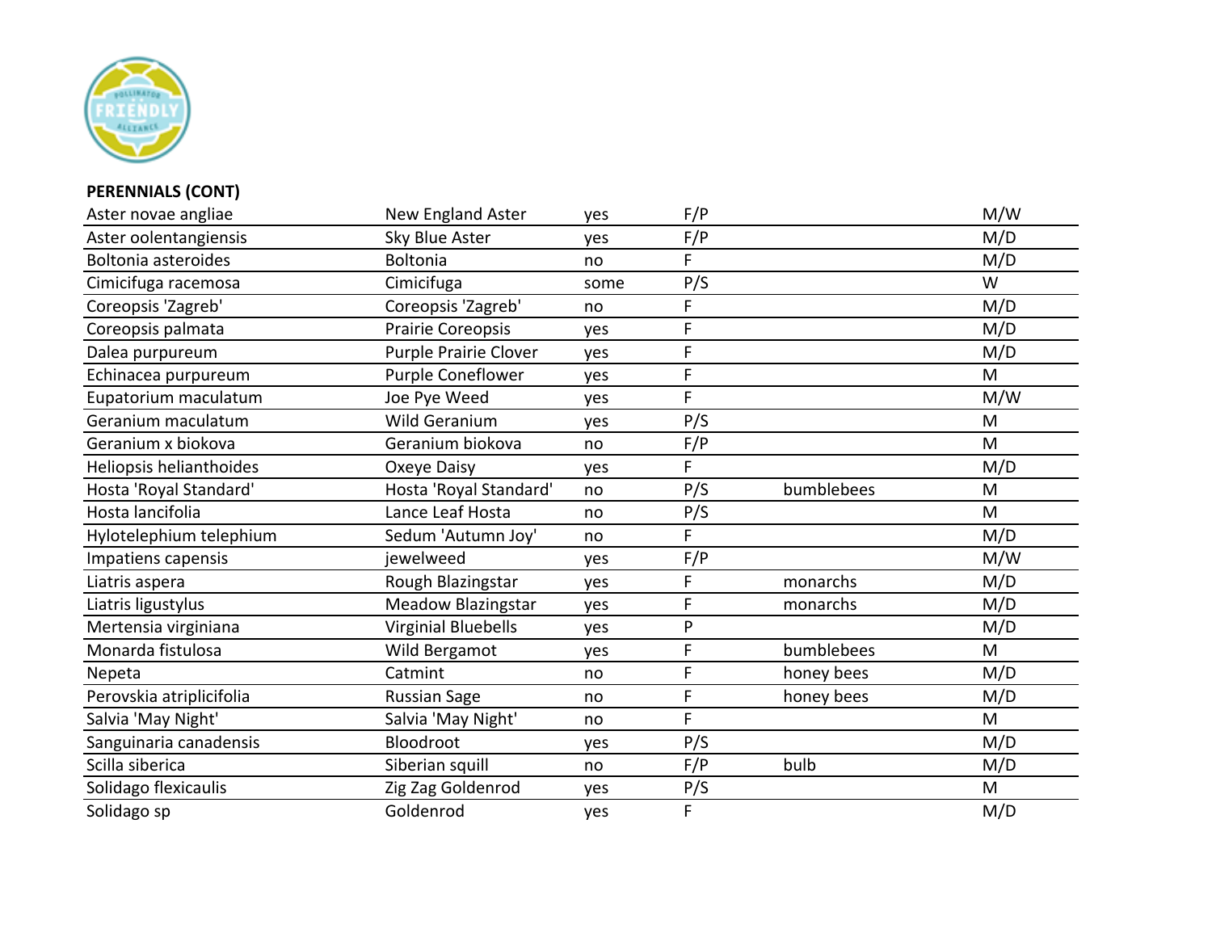**PERENNIALS (CONT)**

| | | | | | |
|---|---|---|---|---|---|
| Aster novae angliae | New England Aster | yes | F/P | | M/W |
| Aster oolentangiensis | Sky Blue Aster | yes | F/P | | M/D |
| Boltonia asteroides | Boltonia | no | F | | M/D |
| Cimicifuga racemosa | Cimicifuga | some | P/S | | W |
| Coreopsis 'Zagreb' | Coreopsis 'Zagreb' | no | F | | M/D |
| Coreopsis palmata | Prairie Coreopsis | yes | F | | M/D |
| Dalea purpureum | Purple Prairie Clover | yes | F | | M/D |
| Echinacea purpureum | Purple Coneflower | yes | F | | M |
| Eupatorium maculatum | Joe Pye Weed | yes | F | | M/W |
| Geranium maculatum | Wild Geranium | yes | P/S | | M |
| Geranium x biokova | Geranium biokova | no | F/P | | M |
| Heliopsis helianthoides | Oxeye Daisy | yes | F | | M/D |
| Hosta 'Royal Standard' | Hosta 'Royal Standard' | no | P/S | bumblebees | M |
| Hosta lancifolia | Lance Leaf Hosta | no | P/S | | M |
| Hylotelephium telephium | Sedum 'Autumn Joy' | no | F | | M/D |
| Impatiens capensis | jewelweed | yes | F/P | | M/W |
| Liatris aspera | Rough Blazingstar | yes | F | monarchs | M/D |
| Liatris ligustylus | Meadow Blazingstar | yes | F | monarchs | M/D |
| Mertensia virginiana | Virginial Bluebells | yes | P | | M/D |
| Monarda fistulosa | Wild Bergamot | yes | F | bumblebees | M |
| Nepeta | Catmint | no | F | honey bees | M/D |
| Perovskia atriplicifolia | Russian Sage | no | F | honey bees | M/D |
| Salvia 'May Night' | Salvia 'May Night' | no | F | | M |
| Sanguinaria canadensis | Bloodroot | yes | P/S | | M/D |
| Scilla siberica | Siberian squill | no | F/P | bulb | M/D |
| Solidago flexicaulis | Zig Zag Goldenrod | yes | P/S | | M |
| Solidago sp | Goldenrod | yes | F | | M/D |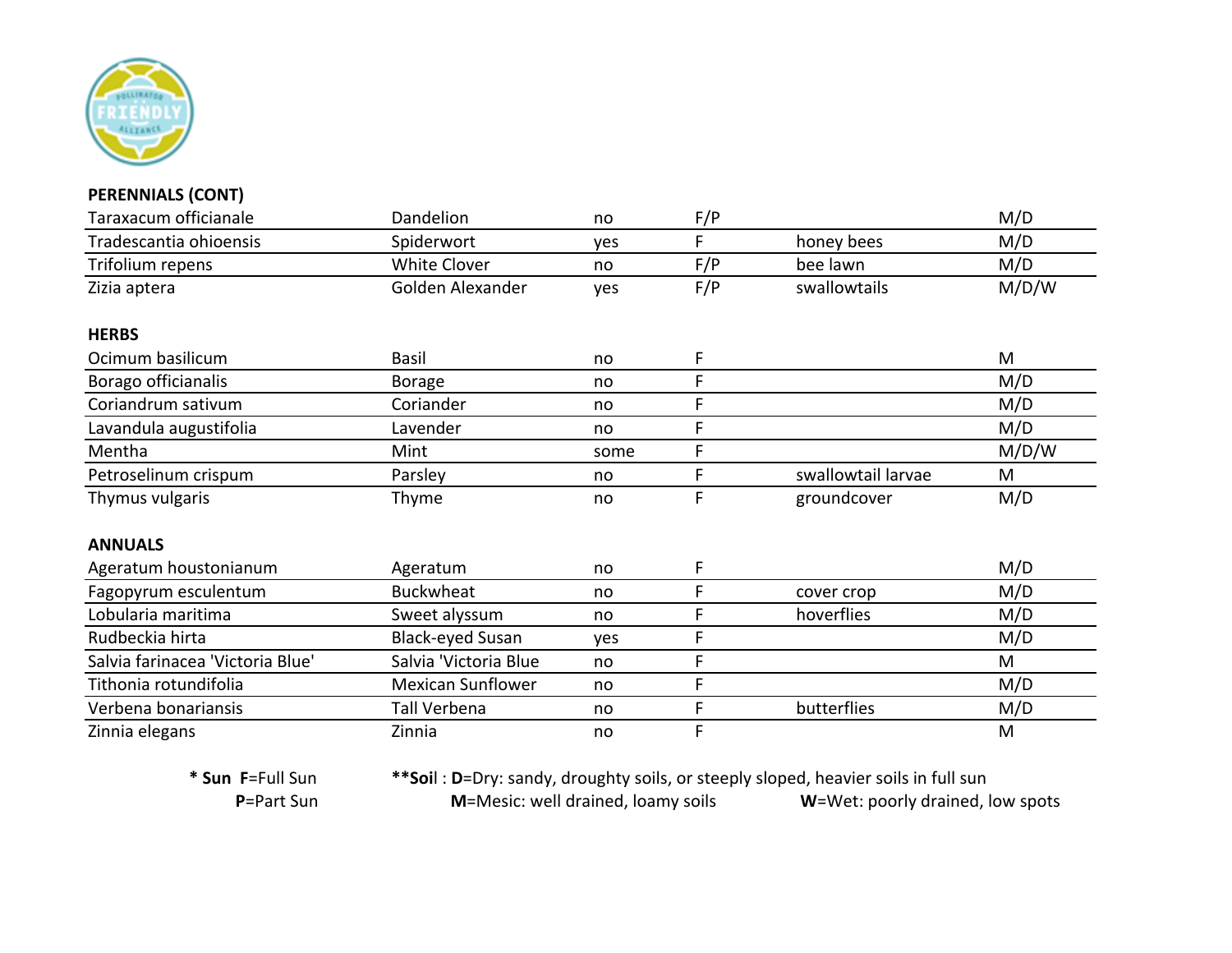**PERENNIALS (CONT)**

| | | | | | |
|---|---|---|---|---|---|
| Taraxacum officianale | Dandelion | no | F/P | | M/D |
| Tradescantia ohioensis | Spiderwort | yes | F | honey bees | M/D |
| Trifolium repens | White Clover | no | F/P | bee lawn | M/D |
| Zizia aptera | Golden Alexander | yes | F/P | swallowtails | M/D/W |

**HERBS**

| | | | | | |
|---|---|---|---|---|---|
| Ocimum basilicum | Basil | no | F | | M |
| Borago officianalis | Borage | no | F | | M/D |
| Coriandrum sativum | Coriander | no | F | | M/D |
| Lavandula augustifolia | Lavender | no | F | | M/D |
| Mentha | Mint | some | F | | M/D/W |
| Petroselinum crispum | Parsley | no | F | swallowtail larvae | M |
| Thymus vulgaris | Thyme | no | F | groundcover | M/D |

**ANNUALS**

| | | | | | |
|---|---|---|---|---|---|
| Ageratum houstonianum | Ageratum | no | F | | M/D |
| Fagopyrum esculentum | Buckwheat | no | F | cover crop | M/D |
| Lobularia maritima | Sweet alyssum | no | F | hoverflies | M/D |
| Rudbeckia hirta | Black-eyed Susan | yes | F | | M/D |
| Salvia farinacea 'Victoria Blue' | Salvia 'Victoria Blue | no | F | | M |
| Tithonia rotundifolia | Mexican Sunflower | no | F | | M/D |
| Verbena bonariansis | Tall Verbena | no | F | butterflies | M/D |
| Zinnia elegans | Zinnia | no | F | | M |

\* **Sun** **F**=Full Sun
**P**=Part Sun

\*\***Soil** : **D**=Dry: sandy, droughty soils, or steeply sloped, heavier soils in full sun
**M**=Mesic: well drained, loamy soils
**W**=Wet: poorly drained, low spots